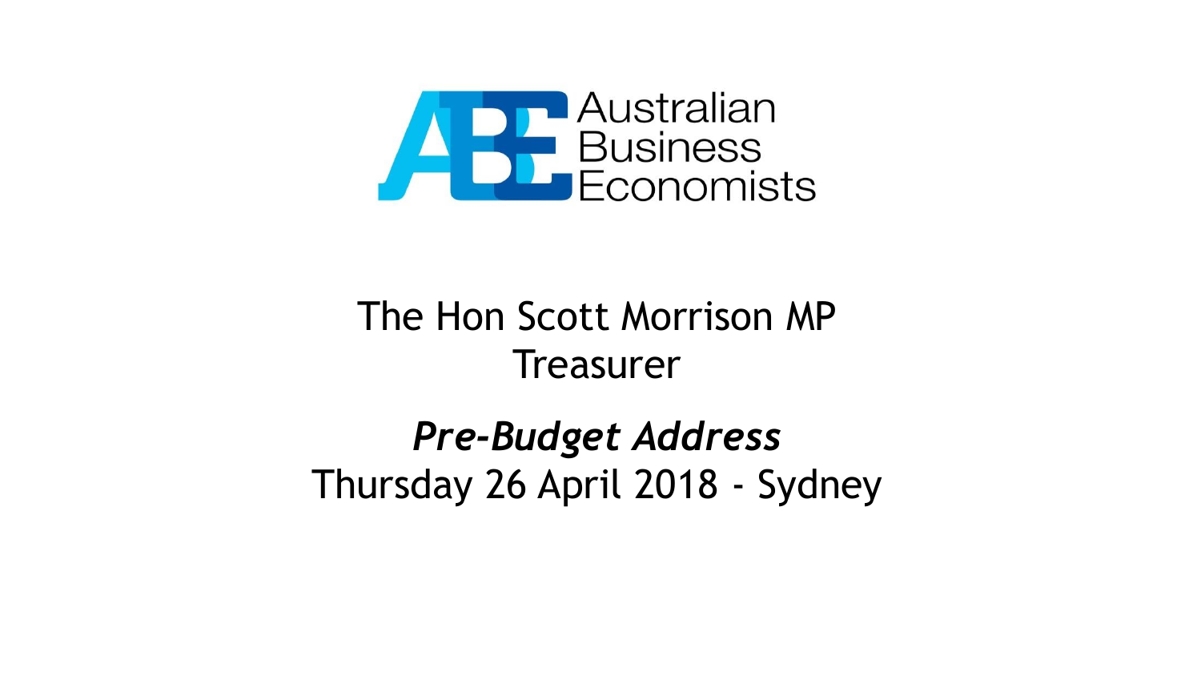Australian Business Economists

The Hon Scott Morrison MP
Treasurer

***Pre-Budget Address***
Thursday 26 April 2018 - Sydney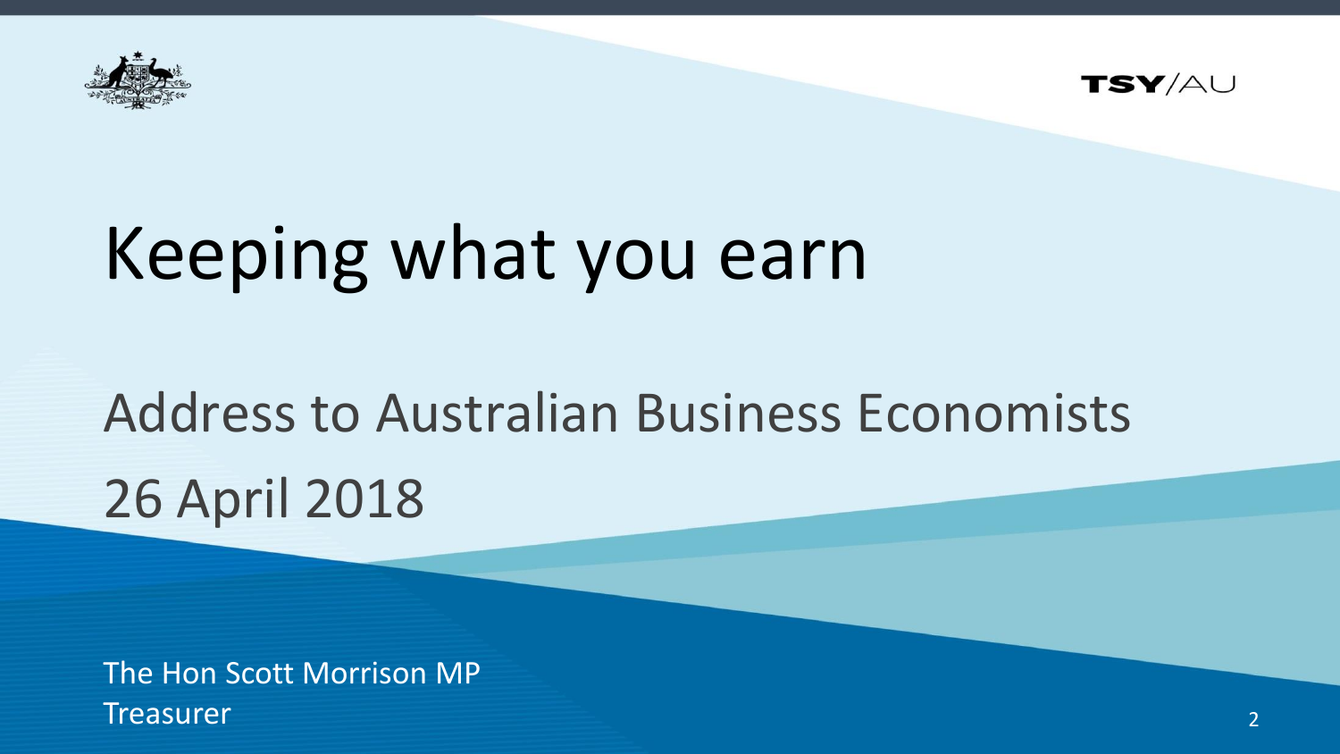TSY/AU

# Keeping what you earn

## Address to Australian Business Economists

## 26 April 2018

The Hon Scott Morrison MP
Treasurer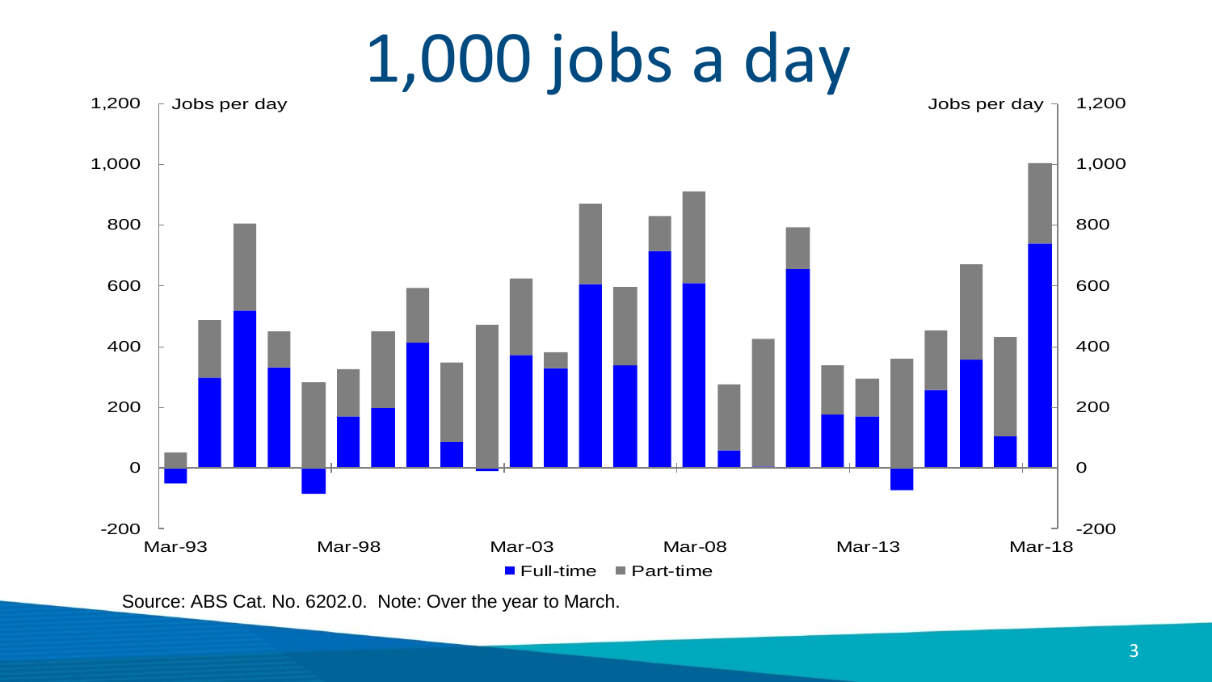# 1,000 jobs a day

Source: ABS Cat. No. 6202.0. Note: Over the year to March.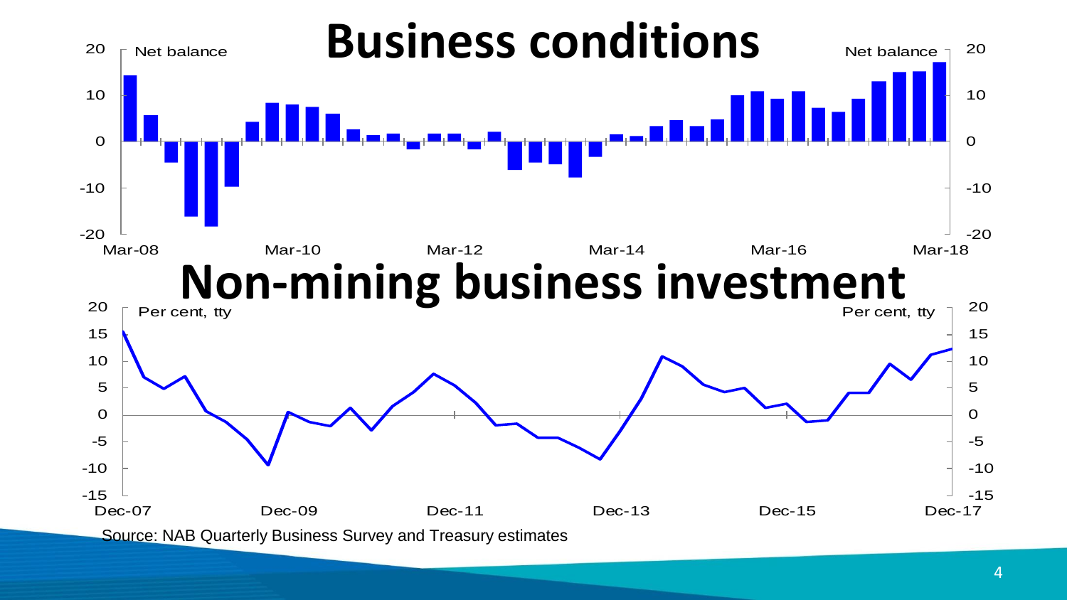# Business conditions

Net balance

# Non-mining business investment

Per cent, tty

Source: NAB Quarterly Business Survey and Treasury estimates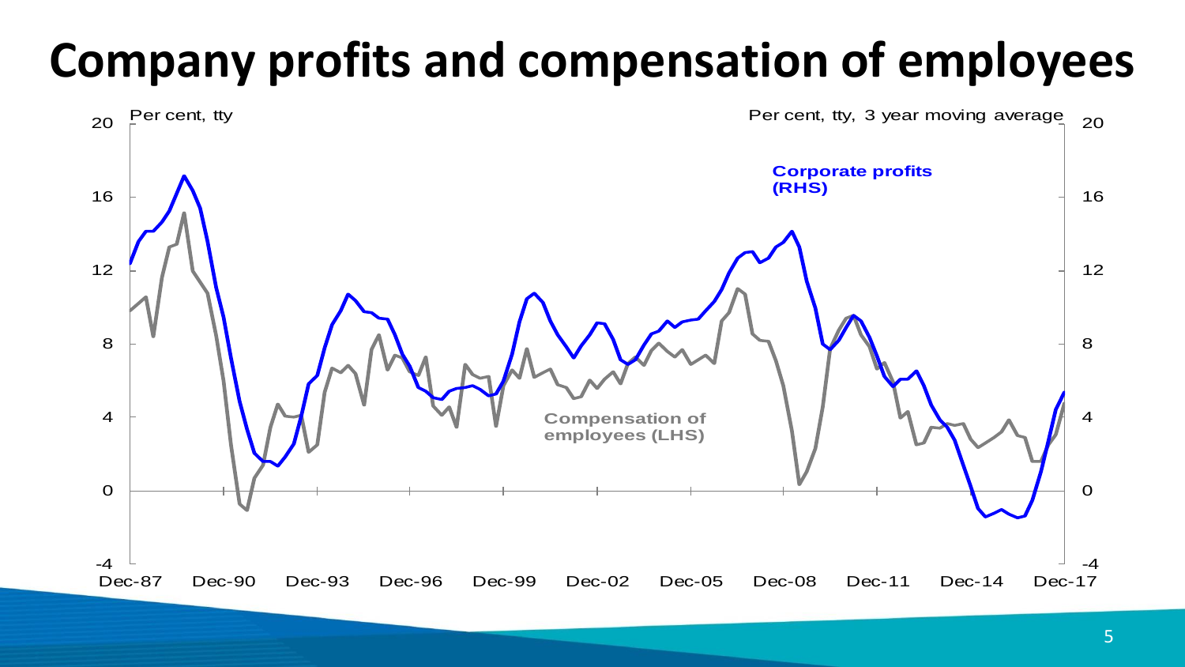# Company profits and compensation of employees

Per cent, tty

Per cent, tty, 3 year moving average

Corporate profits (RHS)

Compensation of employees (LHS)

20, 16, 12, 8, 4, 0, -4

Dec-87, Dec-90, Dec-93, Dec-96, Dec-99, Dec-02, Dec-05, Dec-08, Dec-11, Dec-14, Dec-17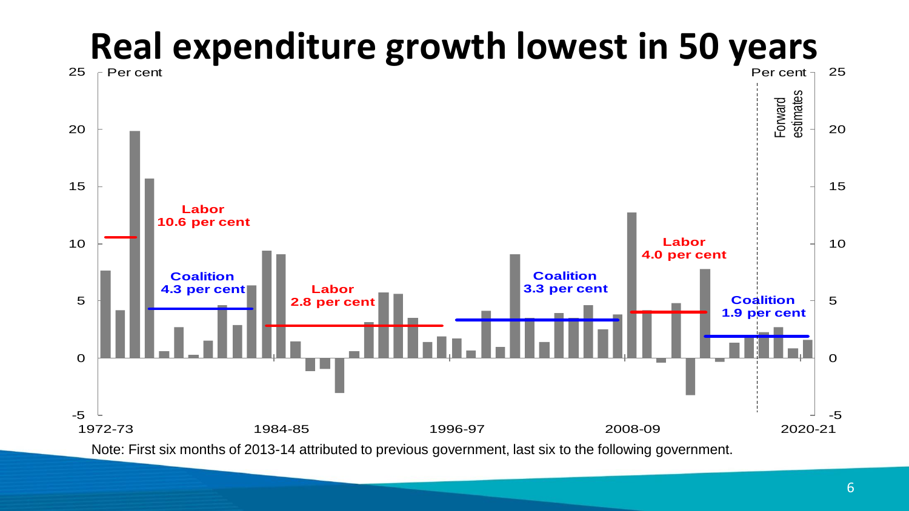# Real expenditure growth lowest in 50 years

Per cent

Labor 10.6 per cent

Coalition 4.3 per cent

Labor 2.8 per cent

Coalition 3.3 per cent

Labor 4.0 per cent

Coalition 1.9 per cent

Forward estimates

1972-73 | 1984-85 | 1996-97 | 2008-09 | 2020-21

Note: First six months of 2013-14 attributed to previous government, last six to the following government.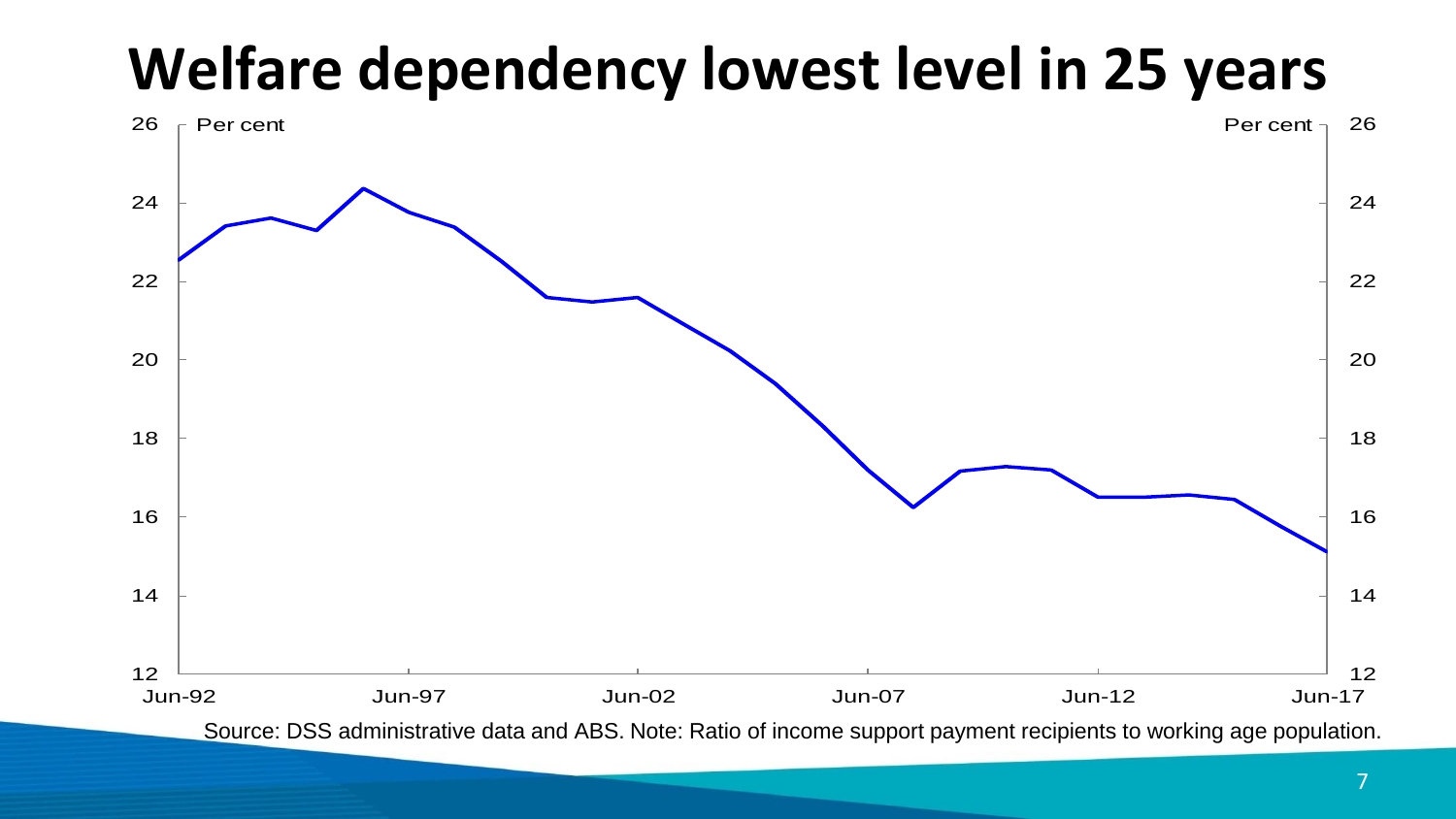# Welfare dependency lowest level in 25 years

Source: DSS administrative data and ABS. Note: Ratio of income support payment recipients to working age population.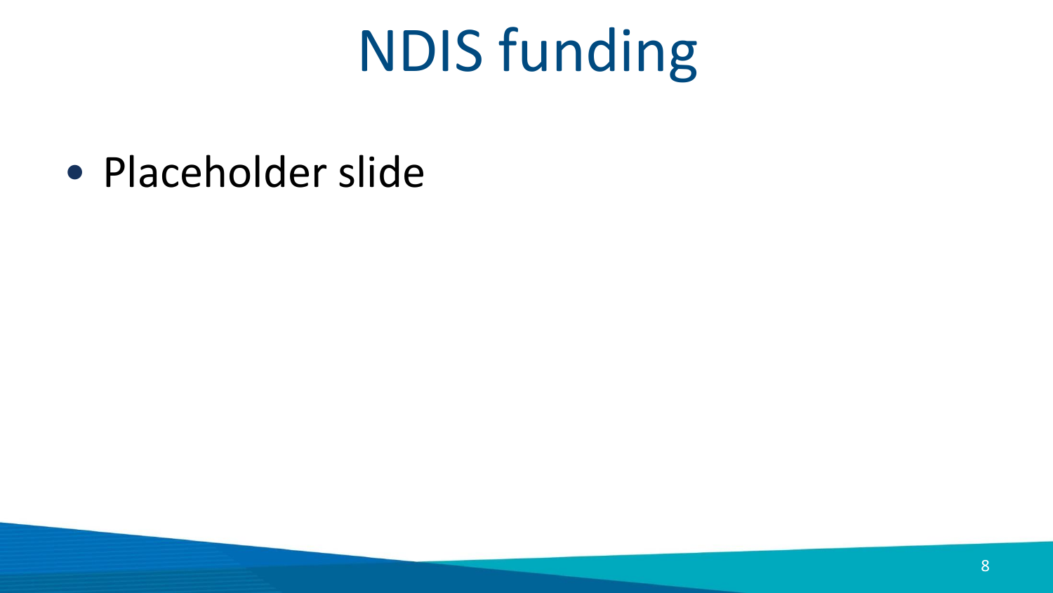# NDIS funding

- Placeholder slide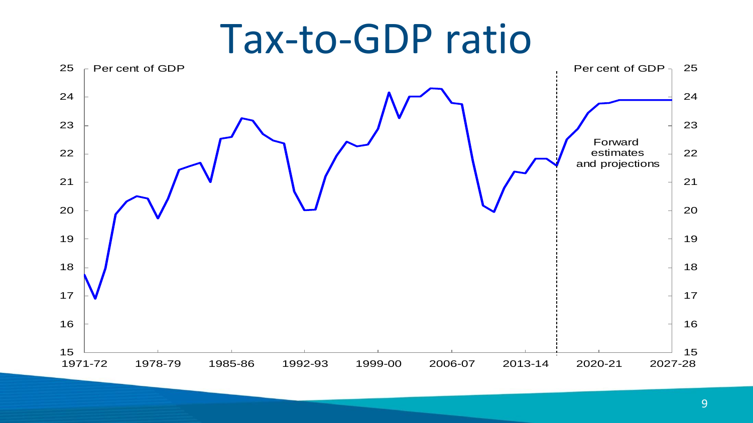# Tax-to-GDP ratio

Per cent of GDP

Per cent of GDP

Forward estimates and projections

25 24 23 22 21 20 19 18 17 16 15

1971-72 1978-79 1985-86 1992-93 1999-00 2006-07 2013-14 2020-21 2027-28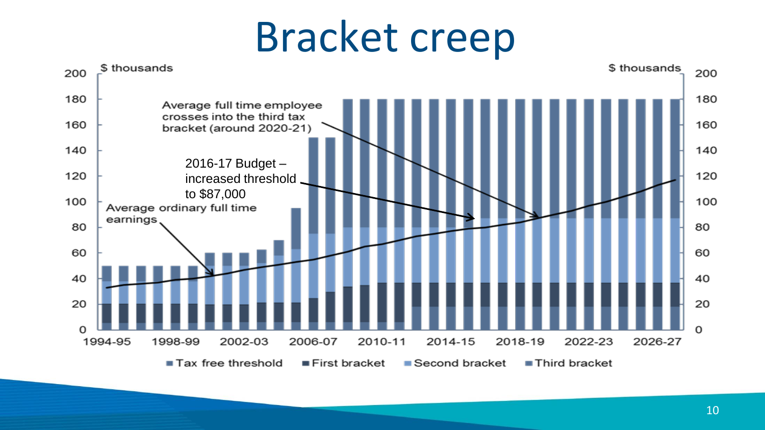# Bracket creep

$ thousands

Average full time employee crosses into the third tax bracket (around 2020-21)

2016-17 Budget – increased threshold to $87,000

Average ordinary full time earnings

Tax free threshold · First bracket · Second bracket · Third bracket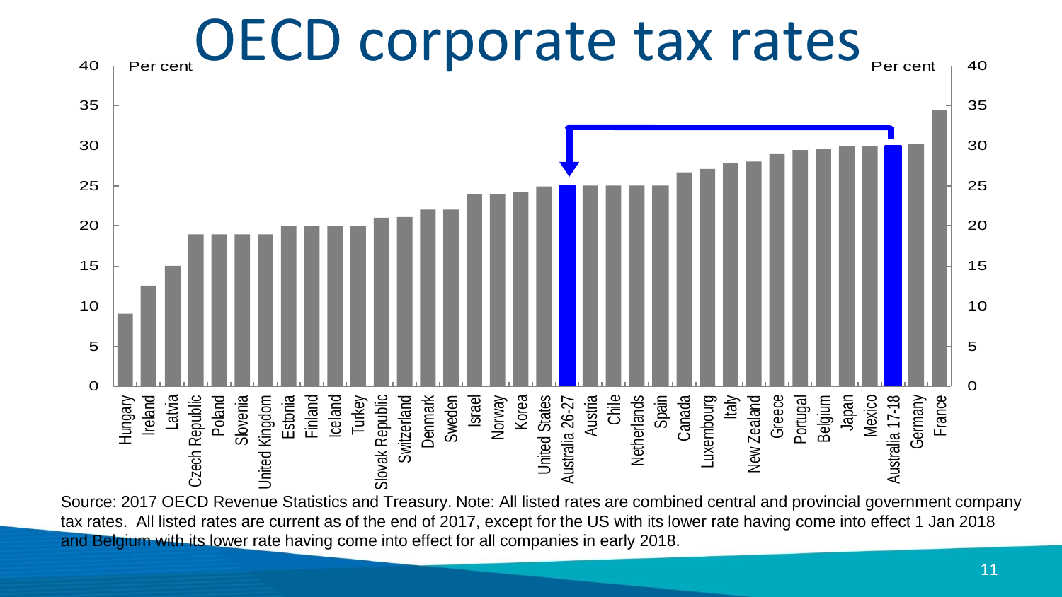# OECD corporate tax rates

Source: 2017 OECD Revenue Statistics and Treasury. Note: All listed rates are combined central and provincial government company tax rates. All listed rates are current as of the end of 2017, except for the US with its lower rate having come into effect 1 Jan 2018 and Belgium with its lower rate having come into effect for all companies in early 2018.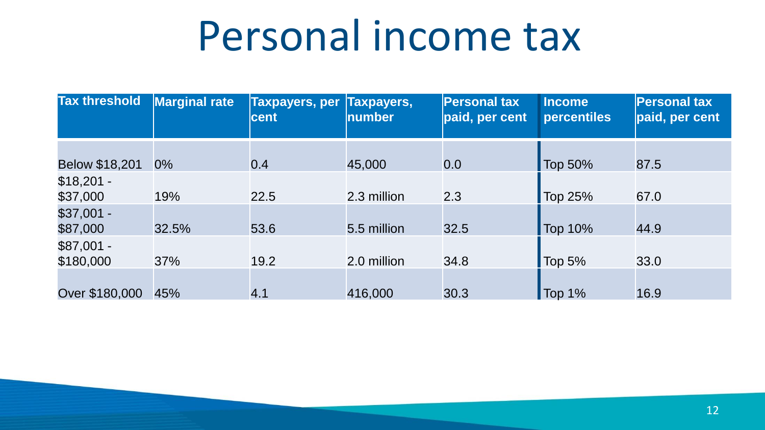# Personal income tax

| Tax threshold | Marginal rate | Taxpayers, per cent | Taxpayers, number | Personal tax paid, per cent | Income percentiles | Personal tax paid, per cent |
|---|---|---|---|---|---|---|
| Below $18,201 | 0% | 0.4 | 45,000 | 0.0 | Top 50% | 87.5 |
| $18,201 - $37,000 | 19% | 22.5 | 2.3 million | 2.3 | Top 25% | 67.0 |
| $37,001 - $87,000 | 32.5% | 53.6 | 5.5 million | 32.5 | Top 10% | 44.9 |
| $87,001 - $180,000 | 37% | 19.2 | 2.0 million | 34.8 | Top 5% | 33.0 |
| Over $180,000 | 45% | 4.1 | 416,000 | 30.3 | Top 1% | 16.9 |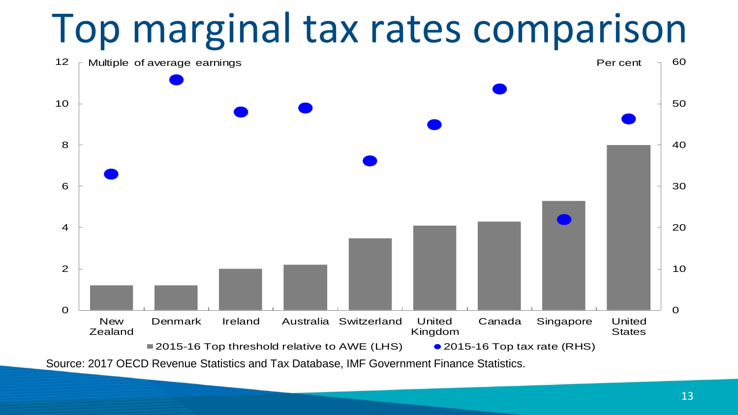# Top marginal tax rates comparison

Multiple of average earnings | Per cent

New Zealand, Denmark, Ireland, Australia, Switzerland, United Kingdom, Canada, Singapore, United States

■ 2015-16 Top threshold relative to AWE (LHS) ● 2015-16 Top tax rate (RHS)

Source: 2017 OECD Revenue Statistics and Tax Database, IMF Government Finance Statistics.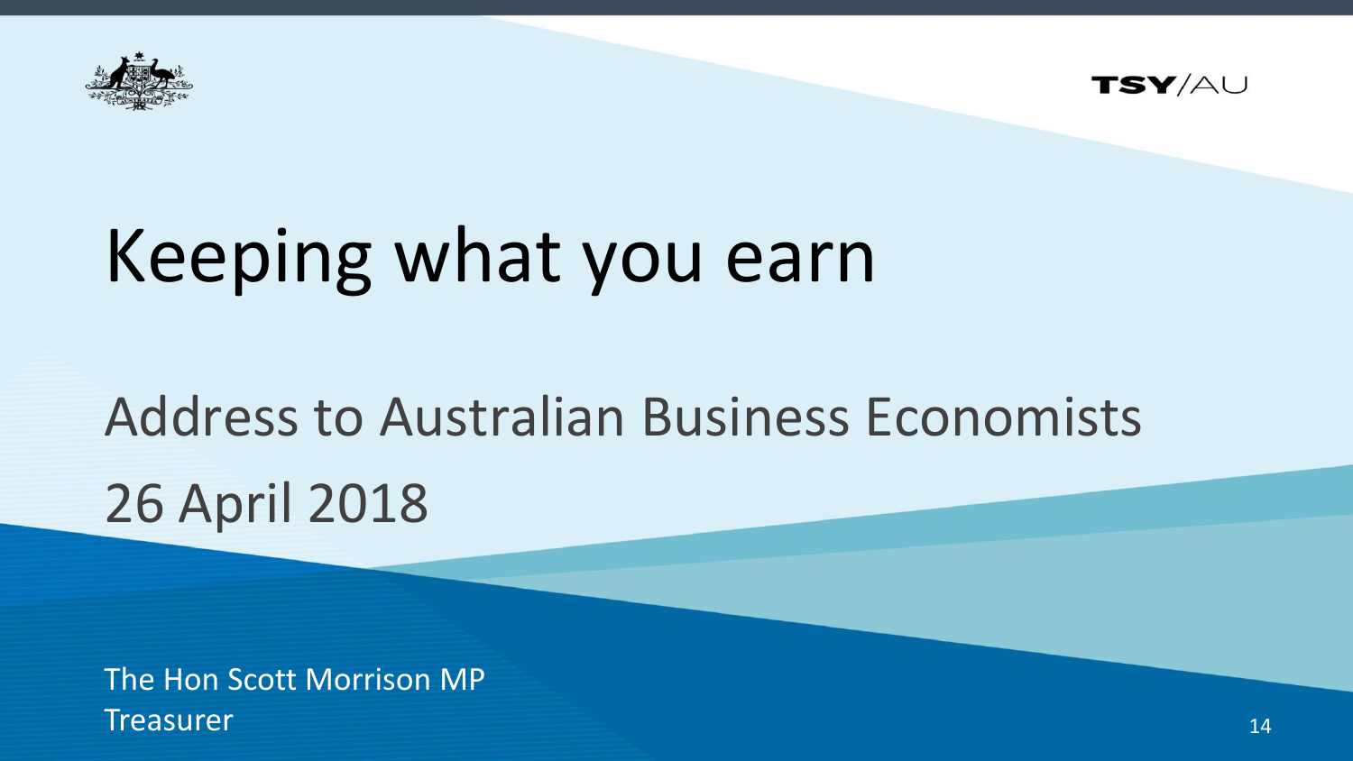TSY/AU

# Keeping what you earn

## Address to Australian Business Economists
## 26 April 2018

The Hon Scott Morrison MP
Treasurer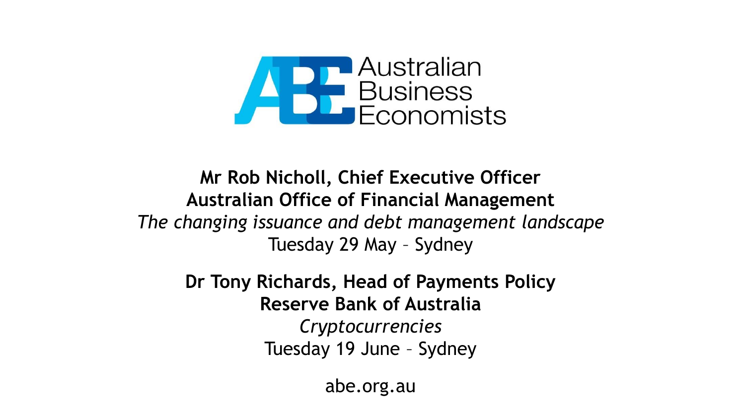Australian Business Economists

**Mr Rob Nicholl, Chief Executive Officer**
**Australian Office of Financial Management**
*The changing issuance and debt management landscape*
Tuesday 29 May – Sydney

**Dr Tony Richards, Head of Payments Policy**
**Reserve Bank of Australia**
*Cryptocurrencies*
Tuesday 19 June – Sydney

abe.org.au